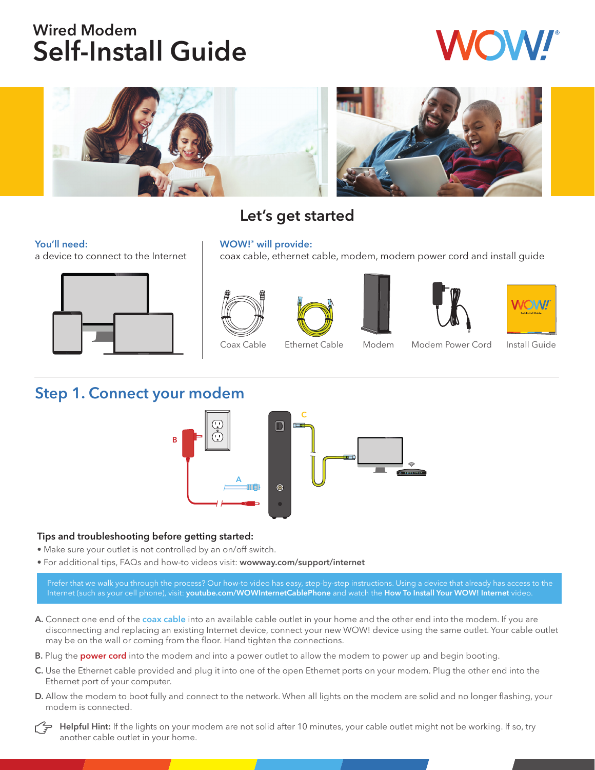# Wired Modem Self-Install Guide

## Let's get started

**You'll need:**
a device to connect to the Internet

**WOW!® will provide:**
coax cable, ethernet cable, modem, modem power cord and install guide

Coax Cable
Ethernet Cable
Modem
Modem Power Cord
Install Guide

## Step 1. Connect your modem

### Tips and troubleshooting before getting started:

- Make sure your outlet is not controlled by an on/off switch.
- For additional tips, FAQs and how-to videos visit: **wowway.com/support/internet**

Prefer that we walk you through the process? Our how-to video has easy, step-by-step instructions. Using a device that already has access to the Internet (such as your cell phone), visit: **youtube.com/WOWInternetCablePhone** and watch the **How To Install Your WOW! Internet** video.

**A.** Connect one end of the coax cable into an available cable outlet in your home and the other end into the modem. If you are disconnecting and replacing an existing Internet device, connect your new WOW! device using the same outlet. Your cable outlet may be on the wall or coming from the floor. Hand tighten the connections.

**B.** Plug the power cord into the modem and into a power outlet to allow the modem to power up and begin booting.

**C.** Use the Ethernet cable provided and plug it into one of the open Ethernet ports on your modem. Plug the other end into the Ethernet port of your computer.

**D.** Allow the modem to boot fully and connect to the network. When all lights on the modem are solid and no longer flashing, your modem is connected.

**Helpful Hint:** If the lights on your modem are not solid after 10 minutes, your cable outlet might not be working. If so, try another cable outlet in your home.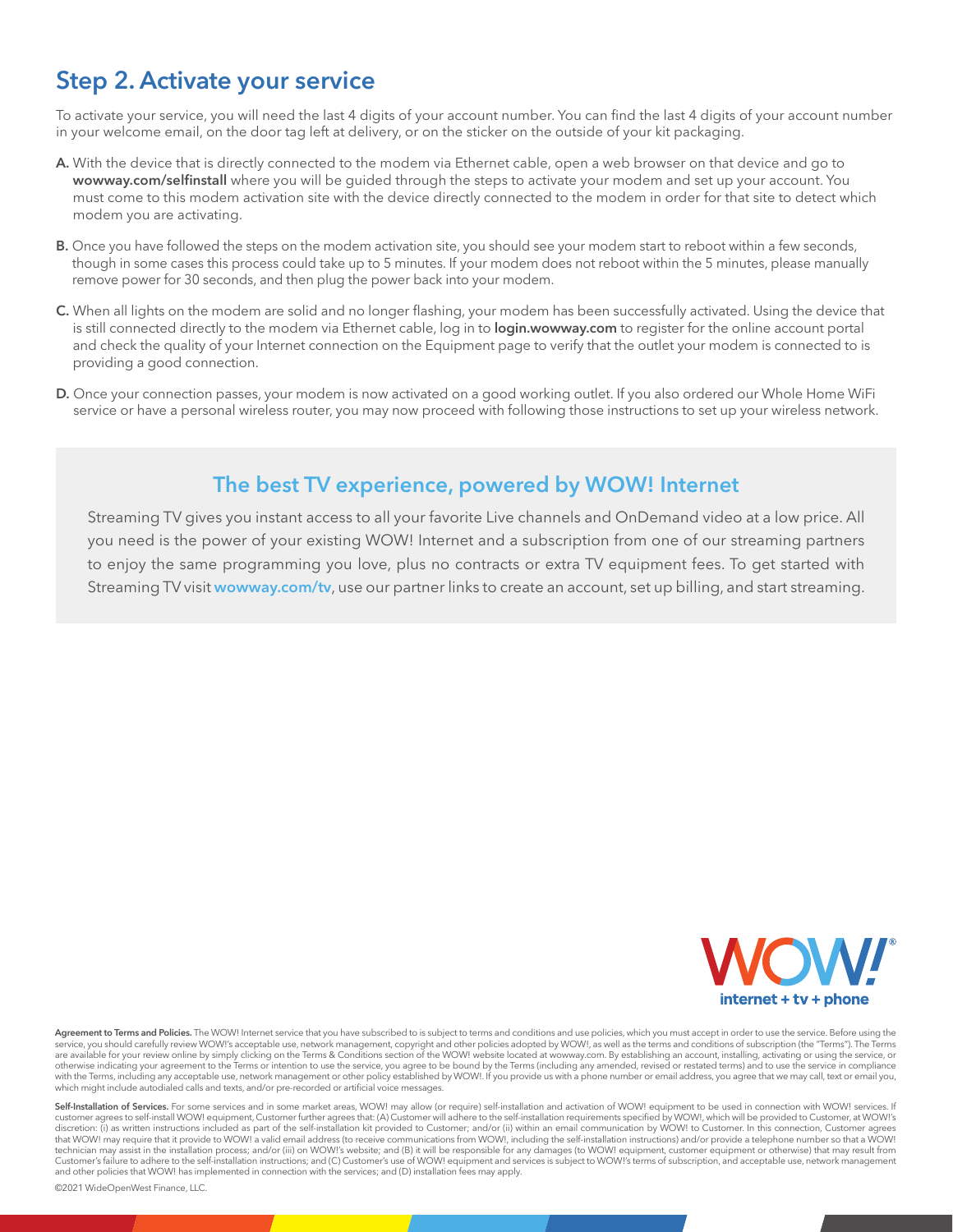## Step 2. Activate your service

To activate your service, you will need the last 4 digits of your account number. You can find the last 4 digits of your account number in your welcome email, on the door tag left at delivery, or on the sticker on the outside of your kit packaging.

**A.** With the device that is directly connected to the modem via Ethernet cable, open a web browser on that device and go to **wowway.com/selfinstall** where you will be guided through the steps to activate your modem and set up your account. You must come to this modem activation site with the device directly connected to the modem in order for that site to detect which modem you are activating.

**B.** Once you have followed the steps on the modem activation site, you should see your modem start to reboot within a few seconds, though in some cases this process could take up to 5 minutes. If your modem does not reboot within the 5 minutes, please manually remove power for 30 seconds, and then plug the power back into your modem.

**C.** When all lights on the modem are solid and no longer flashing, your modem has been successfully activated. Using the device that is still connected directly to the modem via Ethernet cable, log in to **login.wowway.com** to register for the online account portal and check the quality of your Internet connection on the Equipment page to verify that the outlet your modem is connected to is providing a good connection.

**D.** Once your connection passes, your modem is now activated on a good working outlet. If you also ordered our Whole Home WiFi service or have a personal wireless router, you may now proceed with following those instructions to set up your wireless network.

### The best TV experience, powered by WOW! Internet

Streaming TV gives you instant access to all your favorite Live channels and OnDemand video at a low price. All you need is the power of your existing WOW! Internet and a subscription from one of our streaming partners to enjoy the same programming you love, plus no contracts or extra TV equipment fees. To get started with Streaming TV visit **wowway.com/tv**, use our partner links to create an account, set up billing, and start streaming.

WOW! internet + tv + phone

**Agreement to Terms and Policies.** The WOW! Internet service that you have subscribed to is subject to terms and conditions and use policies, which you must accept in order to use the service. Before using the service, you should carefully review WOW!'s acceptable use, network management, copyright and other policies adopted by WOW!, as well as the terms and conditions of subscription (the "Terms"). The Terms are available for your review online by simply clicking on the Terms & Conditions section of the WOW! website located at wowway.com. By establishing an account, installing, activating or using the service, or otherwise indicating your agreement to the Terms or intention to use the service, you agree to be bound by the Terms (including any amended, revised or restated terms) and to use the service in compliance with the Terms, including any acceptable use, network management or other policy established by WOW!. If you provide us with a phone number or email address, you agree that we may call, text or email you, which might include autodialed calls and texts, and/or pre-recorded or artificial voice messages.

**Self-Installation of Services.** For some services and in some market areas, WOW! may allow (or require) self-installation and activation of WOW! equipment to be used in connection with WOW! services. If customer agrees to self-install WOW! equipment, Customer further agrees that: (A) Customer will adhere to the self-installation requirements specified by WOW!, which will be provided to Customer, at WOW!'s discretion: (i) as written instructions included as part of the self-installation kit provided to Customer; and/or (ii) within an email communication by WOW! to Customer. In this connection, Customer agrees that WOW! may require that it provide to WOW! a valid email address (to receive communications from WOW!, including the self-installation instructions) and/or provide a telephone number so that a WOW! technician may assist in the installation process; and/or (iii) on WOW!'s website; and (B) it will be responsible for any damages (to WOW! equipment, customer equipment or otherwise) that may result from Customer's failure to adhere to the self-installation instructions; and (C) Customer's use of WOW! equipment and services is subject to WOW!'s terms of subscription, and acceptable use, network management and other policies that WOW! has implemented in connection with the services; and (D) installation fees may apply.

©2021 WideOpenWest Finance, LLC.